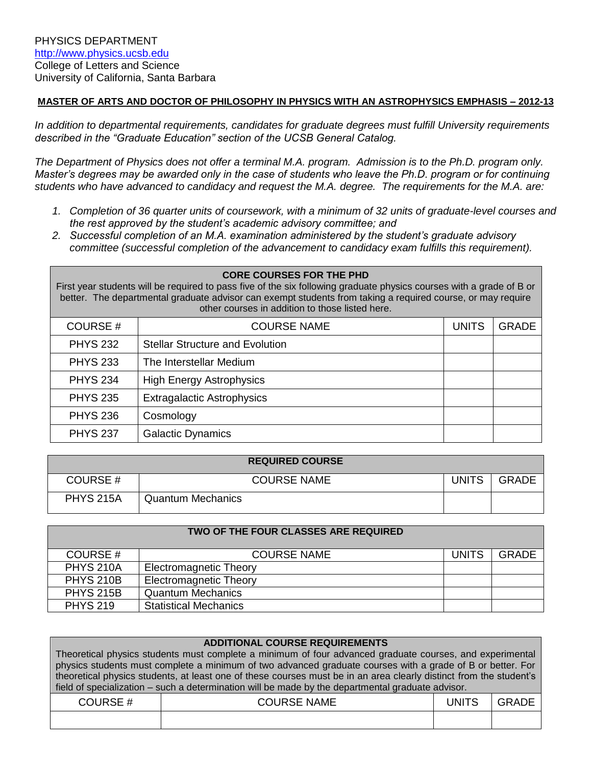PHYSICS DEPARTMENT
http://www.physics.ucsb.edu
College of Letters and Science
University of California, Santa Barbara

## MASTER OF ARTS AND DOCTOR OF PHILOSOPHY IN PHYSICS WITH AN ASTROPHYSICS EMPHASIS – 2012-13

*In addition to departmental requirements, candidates for graduate degrees must fulfill University requirements described in the "Graduate Education" section of the UCSB General Catalog.*

*The Department of Physics does not offer a terminal M.A. program. Admission is to the Ph.D. program only. Master's degrees may be awarded only in the case of students who leave the Ph.D. program or for continuing students who have advanced to candidacy and request the M.A. degree. The requirements for the M.A. are:*

1. *Completion of 36 quarter units of coursework, with a minimum of 32 units of graduate-level courses and the rest approved by the student's academic advisory committee; and*
2. *Successful completion of an M.A. examination administered by the student's graduate advisory committee (successful completion of the advancement to candidacy exam fulfills this requirement).*

**CORE COURSES FOR THE PHD**

First year students will be required to pass five of the six following graduate physics courses with a grade of B or better. The departmental graduate advisor can exempt students from taking a required course, or may require other courses in addition to those listed here.

| COURSE # | COURSE NAME | UNITS | GRADE |
|---|---|---|---|
| PHYS 232 | Stellar Structure and Evolution | | |
| PHYS 233 | The Interstellar Medium | | |
| PHYS 234 | High Energy Astrophysics | | |
| PHYS 235 | Extragalactic Astrophysics | | |
| PHYS 236 | Cosmology | | |
| PHYS 237 | Galactic Dynamics | | |

**REQUIRED COURSE**

| COURSE # | COURSE NAME | UNITS | GRADE |
|---|---|---|---|
| PHYS 215A | Quantum Mechanics | | |

**TWO OF THE FOUR CLASSES ARE REQUIRED**

| COURSE # | COURSE NAME | UNITS | GRADE |
|---|---|---|---|
| PHYS 210A | Electromagnetic Theory | | |
| PHYS 210B | Electromagnetic Theory | | |
| PHYS 215B | Quantum Mechanics | | |
| PHYS 219 | Statistical Mechanics | | |

**ADDITIONAL COURSE REQUIREMENTS**

Theoretical physics students must complete a minimum of four advanced graduate courses, and experimental physics students must complete a minimum of two advanced graduate courses with a grade of B or better. For theoretical physics students, at least one of these courses must be in an area clearly distinct from the student's field of specialization – such a determination will be made by the departmental graduate advisor.

| COURSE # | COURSE NAME | UNITS | GRADE |
|---|---|---|---|
| | | | |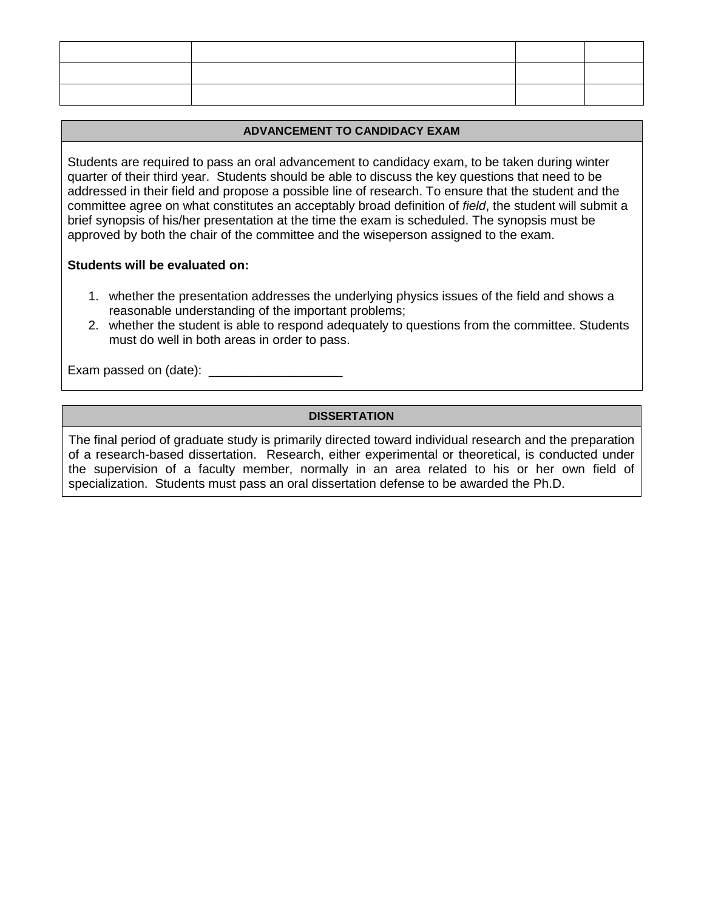| | | | |
|---|---|---|---|
| | | | |
| | | | |
| | | | |

## ADVANCEMENT TO CANDIDACY EXAM

Students are required to pass an oral advancement to candidacy exam, to be taken during winter quarter of their third year. Students should be able to discuss the key questions that need to be addressed in their field and propose a possible line of research. To ensure that the student and the committee agree on what constitutes an acceptably broad definition of *field*, the student will submit a brief synopsis of his/her presentation at the time the exam is scheduled. The synopsis must be approved by both the chair of the committee and the wiseperson assigned to the exam.

**Students will be evaluated on:**

1. whether the presentation addresses the underlying physics issues of the field and shows a reasonable understanding of the important problems;
2. whether the student is able to respond adequately to questions from the committee. Students must do well in both areas in order to pass.

Exam passed on (date): ___________________

## DISSERTATION

The final period of graduate study is primarily directed toward individual research and the preparation of a research-based dissertation. Research, either experimental or theoretical, is conducted under the supervision of a faculty member, normally in an area related to his or her own field of specialization. Students must pass an oral dissertation defense to be awarded the Ph.D.